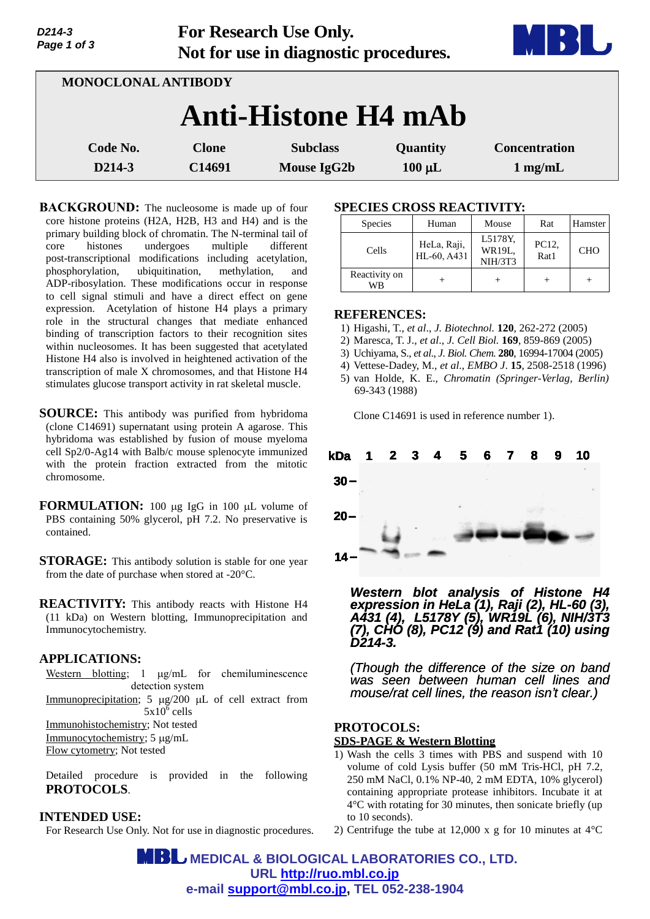For Research Use Only.
Not for use in diagnostic procedures.

MONOCLONAL ANTIBODY

# Anti-Histone H4 mAb

| Code No. | Clone | Subclass | Quantity | Concentration |
|---|---|---|---|---|
| D214-3 | C14691 | Mouse IgG2b | 100 μL | 1 mg/mL |

**BACKGROUND:** The nucleosome is made up of four core histone proteins (H2A, H2B, H3 and H4) and is the primary building block of chromatin. The N-terminal tail of core histones undergoes multiple different post-transcriptional modifications including acetylation, phosphorylation, ubiquitination, methylation, and ADP-ribosylation. These modifications occur in response to cell signal stimuli and have a direct effect on gene expression. Acetylation of histone H4 plays a primary role in the structural changes that mediate enhanced binding of transcription factors to their recognition sites within nucleosomes. It has been suggested that acetylated Histone H4 also is involved in heightened activation of the transcription of male X chromosomes, and that Histone H4 stimulates glucose transport activity in rat skeletal muscle.

**SOURCE:** This antibody was purified from hybridoma (clone C14691) supernatant using protein A agarose. This hybridoma was established by fusion of mouse myeloma cell Sp2/0-Ag14 with Balb/c mouse splenocyte immunized with the protein fraction extracted from the mitotic chromosome.

**FORMULATION:** 100 μg IgG in 100 μL volume of PBS containing 50% glycerol, pH 7.2. No preservative is contained.

**STORAGE:** This antibody solution is stable for one year from the date of purchase when stored at -20°C.

**REACTIVITY:** This antibody reacts with Histone H4 (11 kDa) on Western blotting, Immunoprecipitation and Immunocytochemistry.

**APPLICATIONS:**

Western blotting; 1 μg/mL for chemiluminescence detection system
Immunoprecipitation; 5 μg/200 μL of cell extract from $5 \times 10^6$ cells
Immunohistochemistry; Not tested
Immunocytochemistry; 5 μg/mL
Flow cytometry; Not tested

Detailed procedure is provided in the following **PROTOCOLS**.

**INTENDED USE:**
For Research Use Only. Not for use in diagnostic procedures.

**SPECIES CROSS REACTIVITY:**

| Species | Human | Mouse | Rat | Hamster |
|---|---|---|---|---|
| Cells | HeLa, Raji, HL-60, A431 | L5178Y, WR19L, NIH/3T3 | PC12, Rat1 | CHO |
| Reactivity on WB | + | + | + | + |

**REFERENCES:**

1) Higashi, T., *et al*., *J. Biotechnol.* **120**, 262-272 (2005)
2) Maresca, T. J., *et al*., *J. Cell Biol.* **169**, 859-869 (2005)
3) Uchiyama, S., *et al*., *J. Biol. Chem.* **280**, 16994-17004 (2005)
4) Vettese-Dadey, M., *et al*., *EMBO J*. **15**, 2508-2518 (1996)
5) van Holde, K. E., *Chromatin (Springer-Verlag, Berlin)* 69-343 (1988)

Clone C14691 is used in reference number 1).

***Western blot analysis of Histone H4 expression in HeLa (1), Raji (2), HL-60 (3), A431 (4), L5178Y (5), WR19L (6), NIH/3T3 (7), CHO (8), PC12 (9) and Rat1 (10) using D214-3.***

*(Though the difference of the size on band was seen between human cell lines and mouse/rat cell lines, the reason isn't clear.)*

**PROTOCOLS:**

**SDS-PAGE & Western Blotting**

1) Wash the cells 3 times with PBS and suspend with 10 volume of cold Lysis buffer (50 mM Tris-HCl, pH 7.2, 250 mM NaCl, 0.1% NP-40, 2 mM EDTA, 10% glycerol) containing appropriate protease inhibitors. Incubate it at 4°C with rotating for 30 minutes, then sonicate briefly (up to 10 seconds).
2) Centrifuge the tube at 12,000 x g for 10 minutes at 4°C

MEDICAL & BIOLOGICAL LABORATORIES CO., LTD.
URL http://ruo.mbl.co.jp
e-mail support@mbl.co.jp, TEL 052-238-1904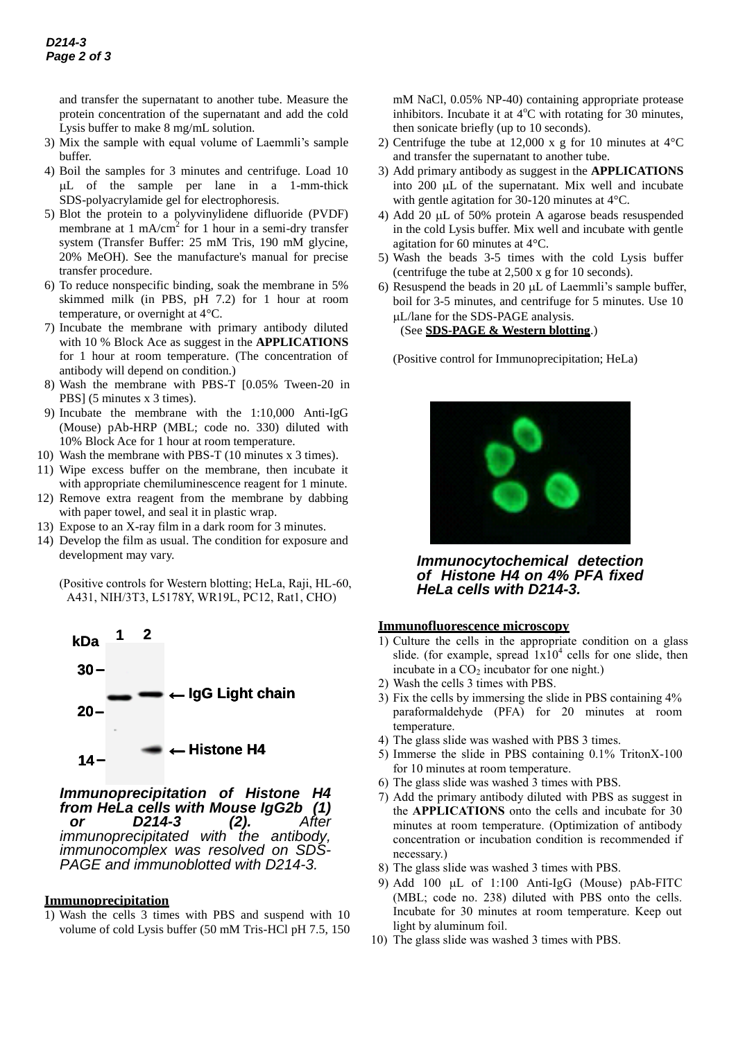and transfer the supernatant to another tube. Measure the protein concentration of the supernatant and add the cold Lysis buffer to make 8 mg/mL solution.

3) Mix the sample with equal volume of Laemmli's sample buffer.
4) Boil the samples for 3 minutes and centrifuge. Load 10 μL of the sample per lane in a 1-mm-thick SDS-polyacrylamide gel for electrophoresis.
5) Blot the protein to a polyvinylidene difluoride (PVDF) membrane at 1 mA/cm$^2$ for 1 hour in a semi-dry transfer system (Transfer Buffer: 25 mM Tris, 190 mM glycine, 20% MeOH). See the manufacture's manual for precise transfer procedure.
6) To reduce nonspecific binding, soak the membrane in 5% skimmed milk (in PBS, pH 7.2) for 1 hour at room temperature, or overnight at 4°C.
7) Incubate the membrane with primary antibody diluted with 10 % Block Ace as suggest in the **APPLICATIONS** for 1 hour at room temperature. (The concentration of antibody will depend on condition.)
8) Wash the membrane with PBS-T [0.05% Tween-20 in PBS] (5 minutes x 3 times).
9) Incubate the membrane with the 1:10,000 Anti-IgG (Mouse) pAb-HRP (MBL; code no. 330) diluted with 10% Block Ace for 1 hour at room temperature.
10) Wash the membrane with PBS-T (10 minutes x 3 times).
11) Wipe excess buffer on the membrane, then incubate it with appropriate chemiluminescence reagent for 1 minute.
12) Remove extra reagent from the membrane by dabbing with paper towel, and seal it in plastic wrap.
13) Expose to an X-ray film in a dark room for 3 minutes.
14) Develop the film as usual. The condition for exposure and development may vary.

(Positive controls for Western blotting; HeLa, Raji, HL-60, A431, NIH/3T3, L5178Y, WR19L, PC12, Rat1, CHO)

*Immunoprecipitation of Histone H4 from HeLa cells with Mouse IgG2b (1) or D214-3 (2). After immunoprecipitated with the antibody, immunocomplex was resolved on SDS-PAGE and immunoblotted with D214-3.*

## Immunoprecipitation

1) Wash the cells 3 times with PBS and suspend with 10 volume of cold Lysis buffer (50 mM Tris-HCl pH 7.5, 150 mM NaCl, 0.05% NP-40) containing appropriate protease inhibitors. Incubate it at 4°C with rotating for 30 minutes, then sonicate briefly (up to 10 seconds).
2) Centrifuge the tube at 12,000 x g for 10 minutes at 4°C and transfer the supernatant to another tube.
3) Add primary antibody as suggest in the **APPLICATIONS** into 200 μL of the supernatant. Mix well and incubate with gentle agitation for 30-120 minutes at 4°C.
4) Add 20 μL of 50% protein A agarose beads resuspended in the cold Lysis buffer. Mix well and incubate with gentle agitation for 60 minutes at 4°C.
5) Wash the beads 3-5 times with the cold Lysis buffer (centrifuge the tube at 2,500 x g for 10 seconds).
6) Resuspend the beads in 20 μL of Laemmli's sample buffer, boil for 3-5 minutes, and centrifuge for 5 minutes. Use 10 μL/lane for the SDS-PAGE analysis.
   (See **SDS-PAGE & Western blotting**.)

(Positive control for Immunoprecipitation; HeLa)

*Immunocytochemical detection of Histone H4 on 4% PFA fixed HeLa cells with D214-3.*

## Immunofluorescence microscopy

1) Culture the cells in the appropriate condition on a glass slide. (for example, spread 1x10$^4$ cells for one slide, then incubate in a $CO_2$ incubator for one night.)
2) Wash the cells 3 times with PBS.
3) Fix the cells by immersing the slide in PBS containing 4% paraformaldehyde (PFA) for 20 minutes at room temperature.
4) The glass slide was washed with PBS 3 times.
5) Immerse the slide in PBS containing 0.1% TritonX-100 for 10 minutes at room temperature.
6) The glass slide was washed 3 times with PBS.
7) Add the primary antibody diluted with PBS as suggest in the **APPLICATIONS** onto the cells and incubate for 30 minutes at room temperature. (Optimization of antibody concentration or incubation condition is recommended if necessary.)
8) The glass slide was washed 3 times with PBS.
9) Add 100 μL of 1:100 Anti-IgG (Mouse) pAb-FITC (MBL; code no. 238) diluted with PBS onto the cells. Incubate for 30 minutes at room temperature. Keep out light by aluminum foil.
10) The glass slide was washed 3 times with PBS.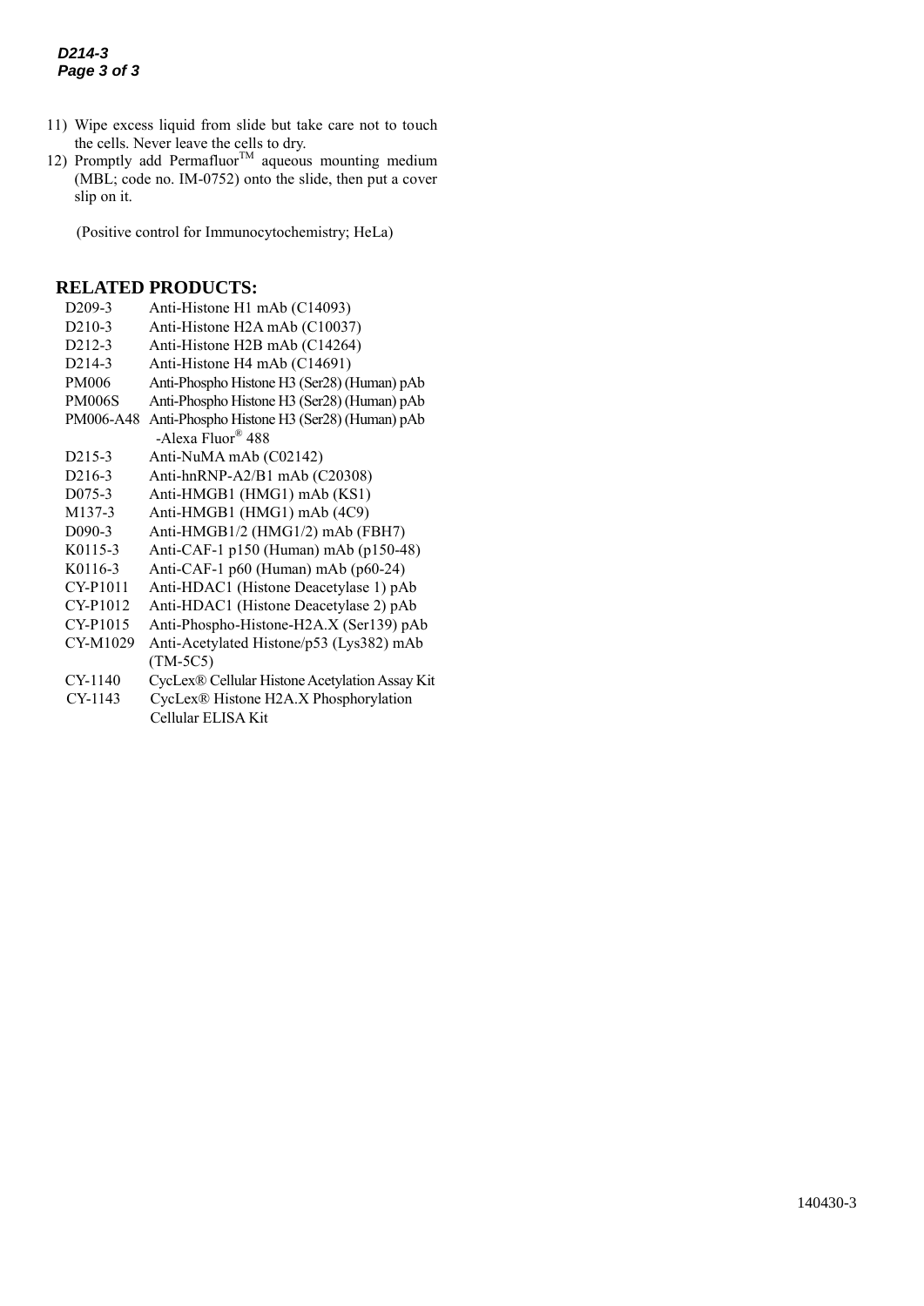11) Wipe excess liquid from slide but take care not to touch the cells. Never leave the cells to dry.
12) Promptly add Permafluor™ aqueous mounting medium (MBL; code no. IM-0752) onto the slide, then put a cover slip on it.

(Positive control for Immunocytochemistry; HeLa)

## RELATED PRODUCTS:

| | |
|---|---|
| D209-3 | Anti-Histone H1 mAb (C14093) |
| D210-3 | Anti-Histone H2A mAb (C10037) |
| D212-3 | Anti-Histone H2B mAb (C14264) |
| D214-3 | Anti-Histone H4 mAb (C14691) |
| PM006 | Anti-Phospho Histone H3 (Ser28) (Human) pAb |
| PM006S | Anti-Phospho Histone H3 (Ser28) (Human) pAb |
| PM006-A48 | Anti-Phospho Histone H3 (Ser28) (Human) pAb -Alexa Fluor® 488 |
| D215-3 | Anti-NuMA mAb (C02142) |
| D216-3 | Anti-hnRNP-A2/B1 mAb (C20308) |
| D075-3 | Anti-HMGB1 (HMG1) mAb (KS1) |
| M137-3 | Anti-HMGB1 (HMG1) mAb (4C9) |
| D090-3 | Anti-HMGB1/2 (HMG1/2) mAb (FBH7) |
| K0115-3 | Anti-CAF-1 p150 (Human) mAb (p150-48) |
| K0116-3 | Anti-CAF-1 p60 (Human) mAb (p60-24) |
| CY-P1011 | Anti-HDAC1 (Histone Deacetylase 1) pAb |
| CY-P1012 | Anti-HDAC1 (Histone Deacetylase 2) pAb |
| CY-P1015 | Anti-Phospho-Histone-H2A.X (Ser139) pAb |
| CY-M1029 | Anti-Acetylated Histone/p53 (Lys382) mAb (TM-5C5) |
| CY-1140 | CycLex® Cellular Histone Acetylation Assay Kit |
| CY-1143 | CycLex® Histone H2A.X Phosphorylation Cellular ELISA Kit |

140430-3